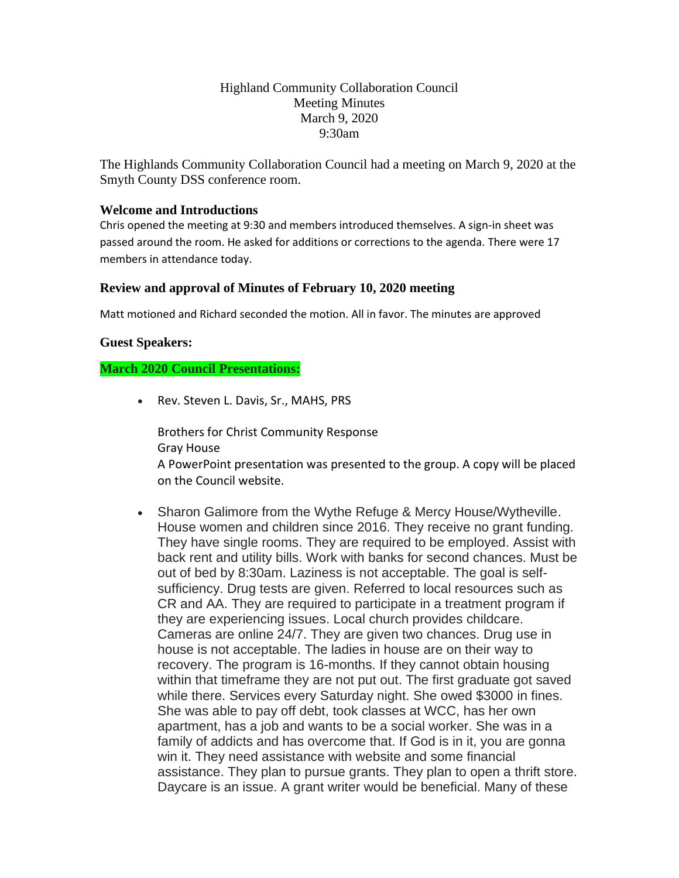Highland Community Collaboration Council
Meeting Minutes
March 9, 2020
9:30am

The Highlands Community Collaboration Council had a meeting on March 9, 2020 at the Smyth County DSS conference room.

### Welcome and Introductions

Chris opened the meeting at 9:30 and members introduced themselves. A sign-in sheet was passed around the room. He asked for additions or corrections to the agenda. There were 17 members in attendance today.

### Review and approval of Minutes of February 10, 2020 meeting

Matt motioned and Richard seconded the motion. All in favor. The minutes are approved

### Guest Speakers:

**March 2020 Council Presentations:**

- Rev. Steven L. Davis, Sr., MAHS, PRS

  Brothers for Christ Community Response
  Gray House
  A PowerPoint presentation was presented to the group. A copy will be placed on the Council website.

- Sharon Galimore from the Wythe Refuge & Mercy House/Wytheville. House women and children since 2016. They receive no grant funding. They have single rooms. They are required to be employed. Assist with back rent and utility bills. Work with banks for second chances. Must be out of bed by 8:30am. Laziness is not acceptable. The goal is self-sufficiency. Drug tests are given. Referred to local resources such as CR and AA. They are required to participate in a treatment program if they are experiencing issues. Local church provides childcare. Cameras are online 24/7. They are given two chances. Drug use in house is not acceptable. The ladies in house are on their way to recovery. The program is 16-months. If they cannot obtain housing within that timeframe they are not put out. The first graduate got saved while there. Services every Saturday night. She owed $3000 in fines. She was able to pay off debt, took classes at WCC, has her own apartment, has a job and wants to be a social worker. She was in a family of addicts and has overcome that. If God is in it, you are gonna win it. They need assistance with website and some financial assistance. They plan to pursue grants. They plan to open a thrift store. Daycare is an issue. A grant writer would be beneficial. Many of these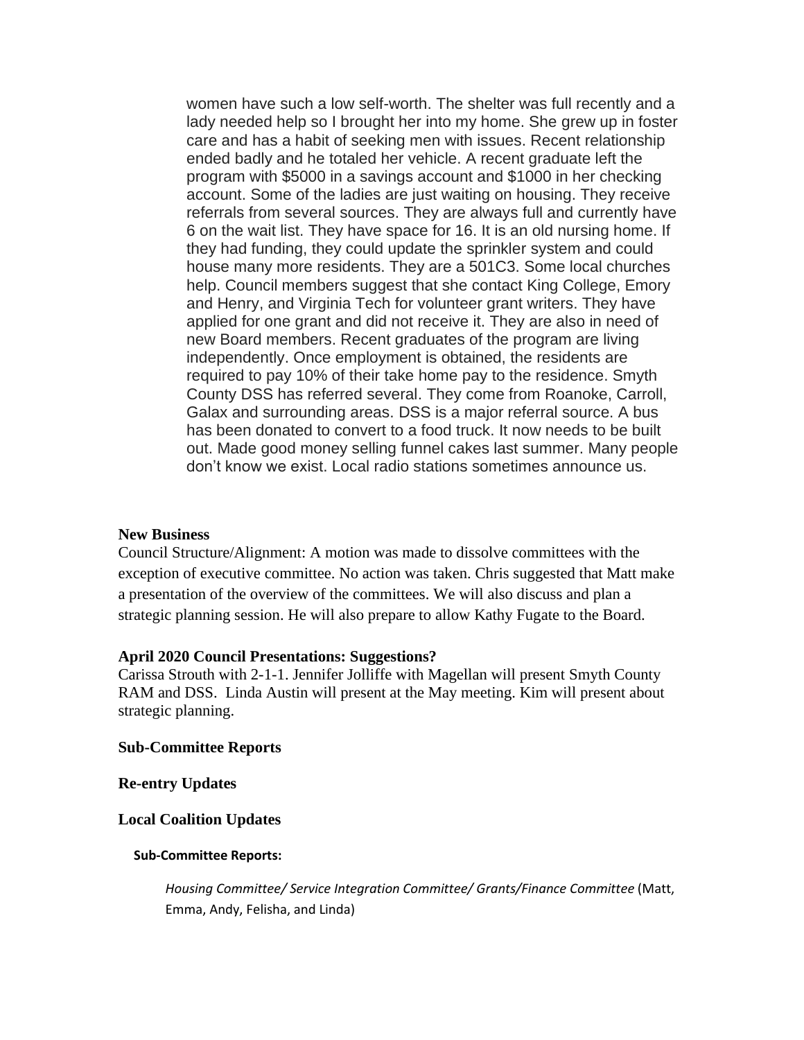women have such a low self-worth. The shelter was full recently and a lady needed help so I brought her into my home. She grew up in foster care and has a habit of seeking men with issues. Recent relationship ended badly and he totaled her vehicle. A recent graduate left the program with $5000 in a savings account and $1000 in her checking account. Some of the ladies are just waiting on housing. They receive referrals from several sources. They are always full and currently have 6 on the wait list. They have space for 16. It is an old nursing home. If they had funding, they could update the sprinkler system and could house many more residents. They are a 501C3. Some local churches help. Council members suggest that she contact King College, Emory and Henry, and Virginia Tech for volunteer grant writers. They have applied for one grant and did not receive it. They are also in need of new Board members. Recent graduates of the program are living independently. Once employment is obtained, the residents are required to pay 10% of their take home pay to the residence. Smyth County DSS has referred several. They come from Roanoke, Carroll, Galax and surrounding areas. DSS is a major referral source. A bus has been donated to convert to a food truck. It now needs to be built out. Made good money selling funnel cakes last summer. Many people don't know we exist. Local radio stations sometimes announce us.

**New Business**

Council Structure/Alignment: A motion was made to dissolve committees with the exception of executive committee. No action was taken. Chris suggested that Matt make a presentation of the overview of the committees. We will also discuss and plan a strategic planning session. He will also prepare to allow Kathy Fugate to the Board.

**April 2020 Council Presentations: Suggestions?**

Carissa Strouth with 2-1-1. Jennifer Jolliffe with Magellan will present Smyth County RAM and DSS. Linda Austin will present at the May meeting. Kim will present about strategic planning.

**Sub-Committee Reports**

**Re-entry Updates**

**Local Coalition Updates**

**Sub-Committee Reports:**

*Housing Committee/ Service Integration Committee/ Grants/Finance Committee* (Matt, Emma, Andy, Felisha, and Linda)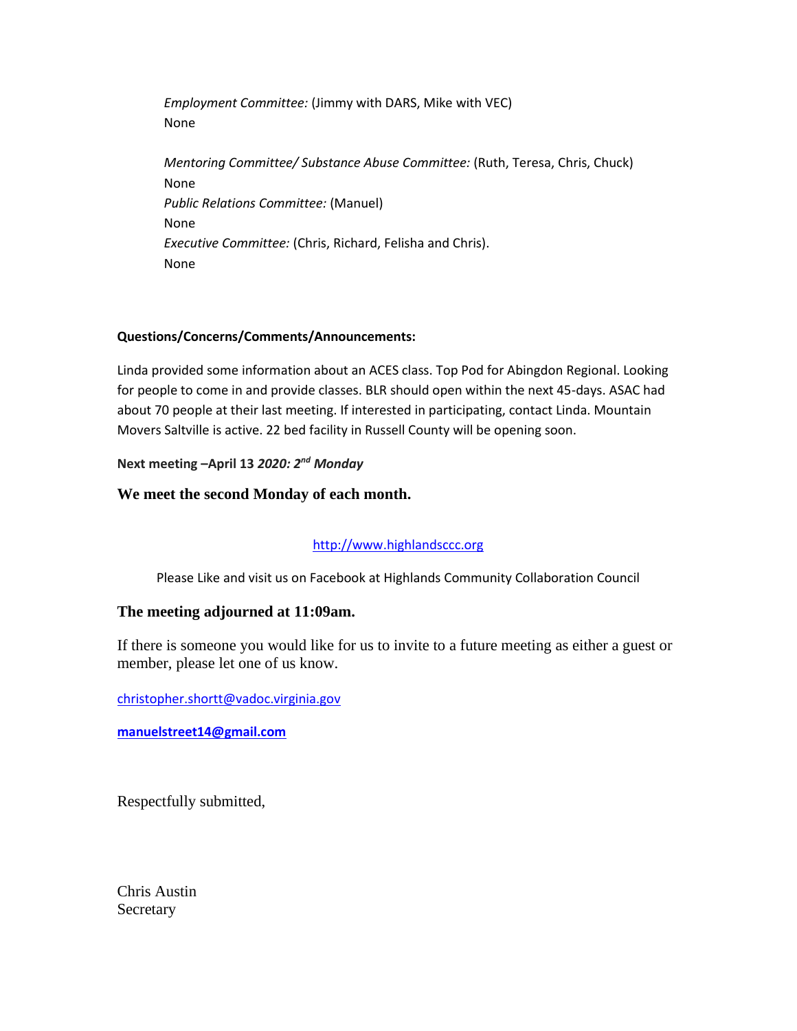*Employment Committee:* (Jimmy with DARS, Mike with VEC)
None

*Mentoring Committee/ Substance Abuse Committee:* (Ruth, Teresa, Chris, Chuck)
None
*Public Relations Committee:* (Manuel)
None
*Executive Committee:* (Chris, Richard, Felisha and Chris).
None

**Questions/Concerns/Comments/Announcements:**

Linda provided some information about an ACES class. Top Pod for Abingdon Regional. Looking for people to come in and provide classes. BLR should open within the next 45-days. ASAC had about 70 people at their last meeting. If interested in participating, contact Linda. Mountain Movers Saltville is active. 22 bed facility in Russell County will be opening soon.

**Next meeting –April 13 *2020: 2nd Monday***

**We meet the second Monday of each month.**

http://www.highlandsccc.org

Please Like and visit us on Facebook at Highlands Community Collaboration Council

**The meeting adjourned at 11:09am.**

If there is someone you would like for us to invite to a future meeting as either a guest or member, please let one of us know.

christopher.shortt@vadoc.virginia.gov

**manuelstreet14@gmail.com**

Respectfully submitted,

Chris Austin
Secretary